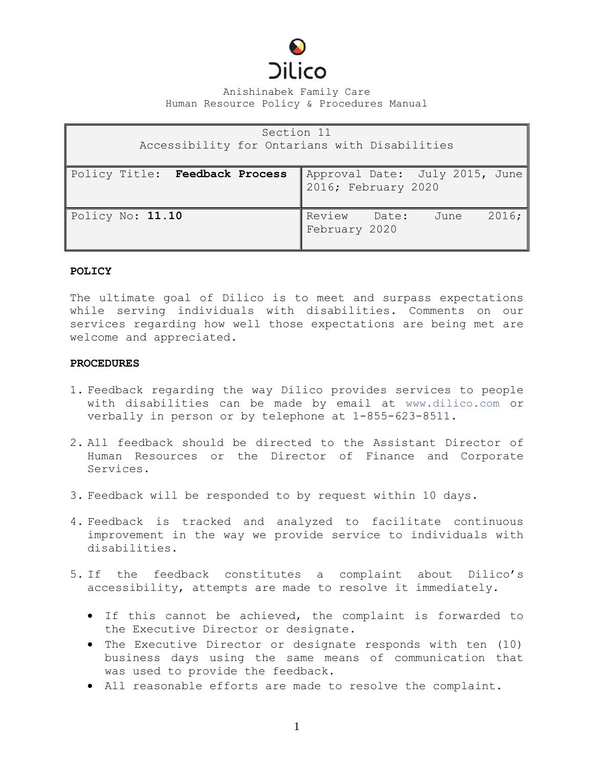Dilico

Anishinabek Family Care
Human Resource Policy & Procedures Manual

| Section 11<br>Accessibility for Ontarians with Disabilities | |
|---|---|
| Policy Title: **Feedback Process** | Approval Date: July 2015, June 2016; February 2020 |
| Policy No: **11.10** | Review Date: June 2016; February 2020 |

**POLICY**

The ultimate goal of Dilico is to meet and surpass expectations while serving individuals with disabilities. Comments on our services regarding how well those expectations are being met are welcome and appreciated.

**PROCEDURES**

1. Feedback regarding the way Dilico provides services to people with disabilities can be made by email at www.dilico.com or verbally in person or by telephone at 1-855-623-8511.

2. All feedback should be directed to the Assistant Director of Human Resources or the Director of Finance and Corporate Services.

3. Feedback will be responded to by request within 10 days.

4. Feedback is tracked and analyzed to facilitate continuous improvement in the way we provide service to individuals with disabilities.

5. If the feedback constitutes a complaint about Dilico's accessibility, attempts are made to resolve it immediately.

   - If this cannot be achieved, the complaint is forwarded to the Executive Director or designate.
   - The Executive Director or designate responds with ten (10) business days using the same means of communication that was used to provide the feedback.
   - All reasonable efforts are made to resolve the complaint.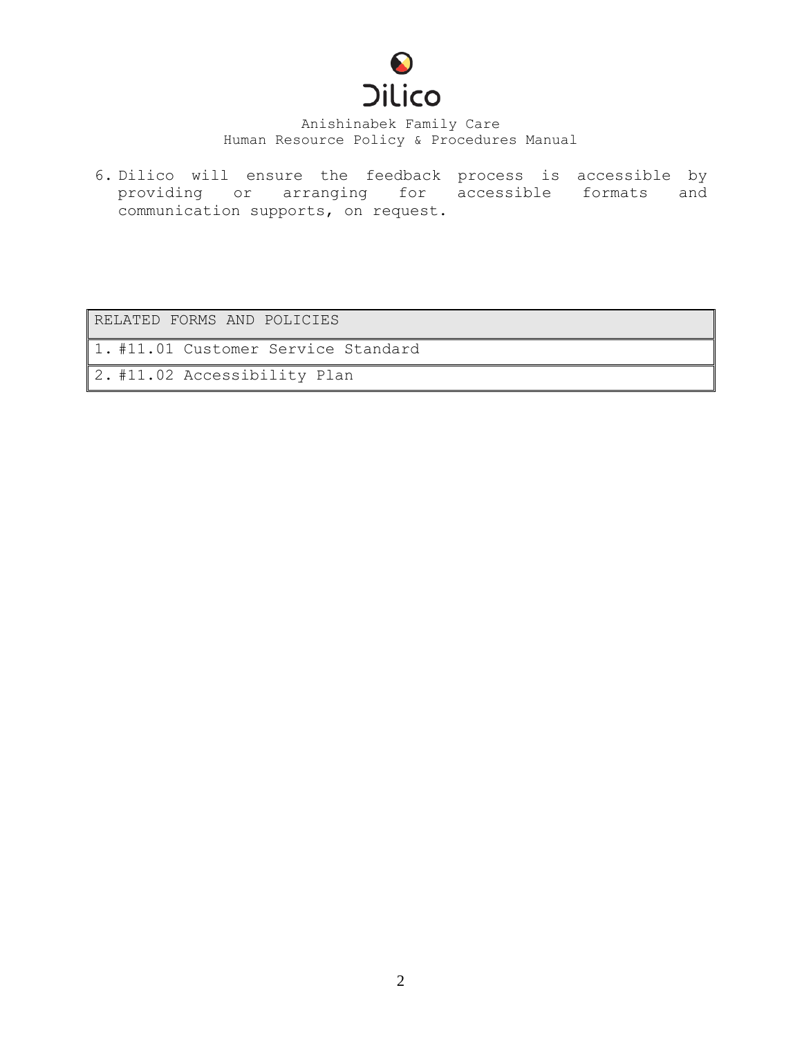6. Dilico will ensure the feedback process is accessible by providing or arranging for accessible formats and communication supports, on request.

| RELATED FORMS AND POLICIES |
|---|
| 1. #11.01 Customer Service Standard |
| 2. #11.02 Accessibility Plan |